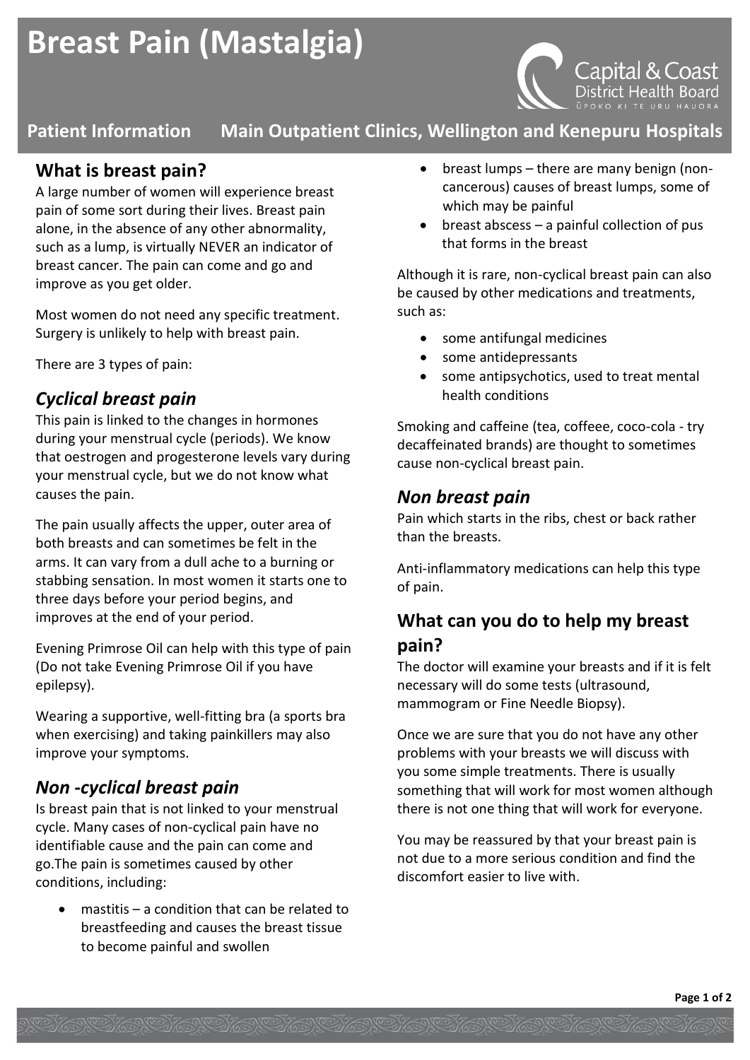# Breast Pain (Mastalgia)

**Patient Information     Main Outpatient Clinics, Wellington and Kenepuru Hospitals**

## What is breast pain?

A large number of women will experience breast pain of some sort during their lives. Breast pain alone, in the absence of any other abnormality, such as a lump, is virtually NEVER an indicator of breast cancer. The pain can come and go and improve as you get older.

Most women do not need any specific treatment. Surgery is unlikely to help with breast pain.

There are 3 types of pain:

## *Cyclical breast pain*

This pain is linked to the changes in hormones during your menstrual cycle (periods). We know that oestrogen and progesterone levels vary during your menstrual cycle, but we do not know what causes the pain.

The pain usually affects the upper, outer area of both breasts and can sometimes be felt in the arms. It can vary from a dull ache to a burning or stabbing sensation. In most women it starts one to three days before your period begins, and improves at the end of your period.

Evening Primrose Oil can help with this type of pain (Do not take Evening Primrose Oil if you have epilepsy).

Wearing a supportive, well-fitting bra (a sports bra when exercising) and taking painkillers may also improve your symptoms.

## *Non -cyclical breast pain*

Is breast pain that is not linked to your menstrual cycle. Many cases of non-cyclical pain have no identifiable cause and the pain can come and go.The pain is sometimes caused by other conditions, including:

- mastitis – a condition that can be related to breastfeeding and causes the breast tissue to become painful and swollen
- breast lumps – there are many benign (non-cancerous) causes of breast lumps, some of which may be painful
- breast abscess – a painful collection of pus that forms in the breast

Although it is rare, non-cyclical breast pain can also be caused by other medications and treatments, such as:

- some antifungal medicines
- some antidepressants
- some antipsychotics, used to treat mental health conditions

Smoking and caffeine (tea, coffeee, coco-cola - try decaffeinated brands) are thought to sometimes cause non-cyclical breast pain.

## *Non breast pain*

Pain which starts in the ribs, chest or back rather than the breasts.

Anti-inflammatory medications can help this type of pain.

## What can you do to help my breast pain?

The doctor will examine your breasts and if it is felt necessary will do some tests (ultrasound, mammogram or Fine Needle Biopsy).

Once we are sure that you do not have any other problems with your breasts we will discuss with you some simple treatments. There is usually something that will work for most women although there is not one thing that will work for everyone.

You may be reassured by that your breast pain is not due to a more serious condition and find the discomfort easier to live with.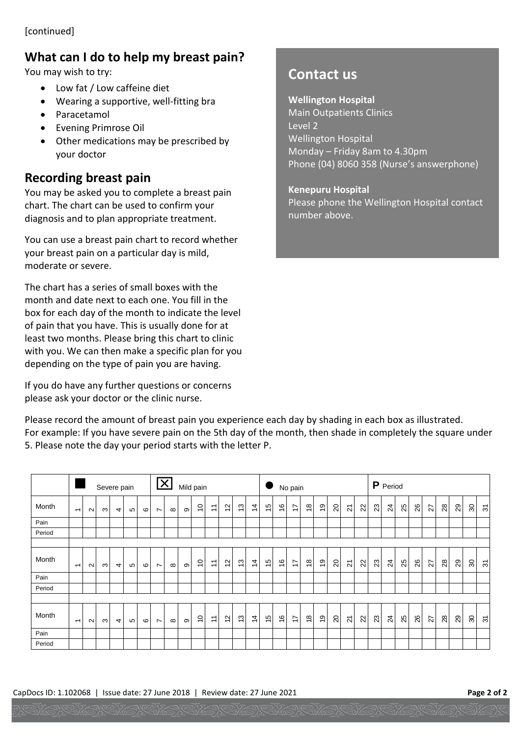[continued]

## What can I do to help my breast pain?

You may wish to try:

- Low fat / Low caffeine diet
- Wearing a supportive, well-fitting bra
- Paracetamol
- Evening Primrose Oil
- Other medications may be prescribed by your doctor

## Recording breast pain

You may be asked you to complete a breast pain chart. The chart can be used to confirm your diagnosis and to plan appropriate treatment.

You can use a breast pain chart to record whether your breast pain on a particular day is mild, moderate or severe.

The chart has a series of small boxes with the month and date next to each one. You fill in the box for each day of the month to indicate the level of pain that you have. This is usually done for at least two months. Please bring this chart to clinic with you. We can then make a specific plan for you depending on the type of pain you are having.

If you do have any further questions or concerns please ask your doctor or the clinic nurse.

## Contact us

**Wellington Hospital**
Main Outpatients Clinics
Level 2
Wellington Hospital
Monday – Friday 8am to 4.30pm
Phone (04) 8060 358 (Nurse's answerphone)

**Kenepuru Hospital**
Please phone the Wellington Hospital contact number above.

Please record the amount of breast pain you experience each day by shading in each box as illustrated.
For example: If you have severe pain on the 5th day of the month, then shade in completely the square under 5. Please note the day your period starts with the letter P.

| | ■ Severe pain | | | | | | ☒ Mild pain | | | | | | | | ● No pain | | | | | | | | P Period | | | | | | | | |
|---|---|---|---|---|---|---|---|---|---|---|---|---|---|---|---|---|---|---|---|---|---|---|---|---|---|---|---|---|---|---|---|
| Month | 1 | 2 | 3 | 4 | 5 | 6 | 7 | 8 | 9 | 10 | 11 | 12 | 13 | 14 | 15 | 16 | 17 | 18 | 19 | 20 | 21 | 22 | 23 | 24 | 25 | 26 | 27 | 28 | 29 | 30 | 31 |
| Pain | | | | | | | | | | | | | | | | | | | | | | | | | | | | | | | |
| Period | | | | | | | | | | | | | | | | | | | | | | | | | | | | | | | |
| | | | | | | | | | | | | | | | | | | | | | | | | | | | | | | | |
| Month | 1 | 2 | 3 | 4 | 5 | 6 | 7 | 8 | 9 | 10 | 11 | 12 | 13 | 14 | 15 | 16 | 17 | 18 | 19 | 20 | 21 | 22 | 23 | 24 | 25 | 26 | 27 | 28 | 29 | 30 | 31 |
| Pain | | | | | | | | | | | | | | | | | | | | | | | | | | | | | | | |
| Period | | | | | | | | | | | | | | | | | | | | | | | | | | | | | | | |
| | | | | | | | | | | | | | | | | | | | | | | | | | | | | | | | |
| Month | 1 | 2 | 3 | 4 | 5 | 6 | 7 | 8 | 9 | 10 | 11 | 12 | 13 | 14 | 15 | 16 | 17 | 18 | 19 | 20 | 21 | 22 | 23 | 24 | 25 | 26 | 27 | 28 | 29 | 30 | 31 |
| Pain | | | | | | | | | | | | | | | | | | | | | | | | | | | | | | | |
| Period | | | | | | | | | | | | | | | | | | | | | | | | | | | | | | | |

CapDocs ID: 1.102068 | Issue date: 27 June 2018 | Review date: 27 June 2021